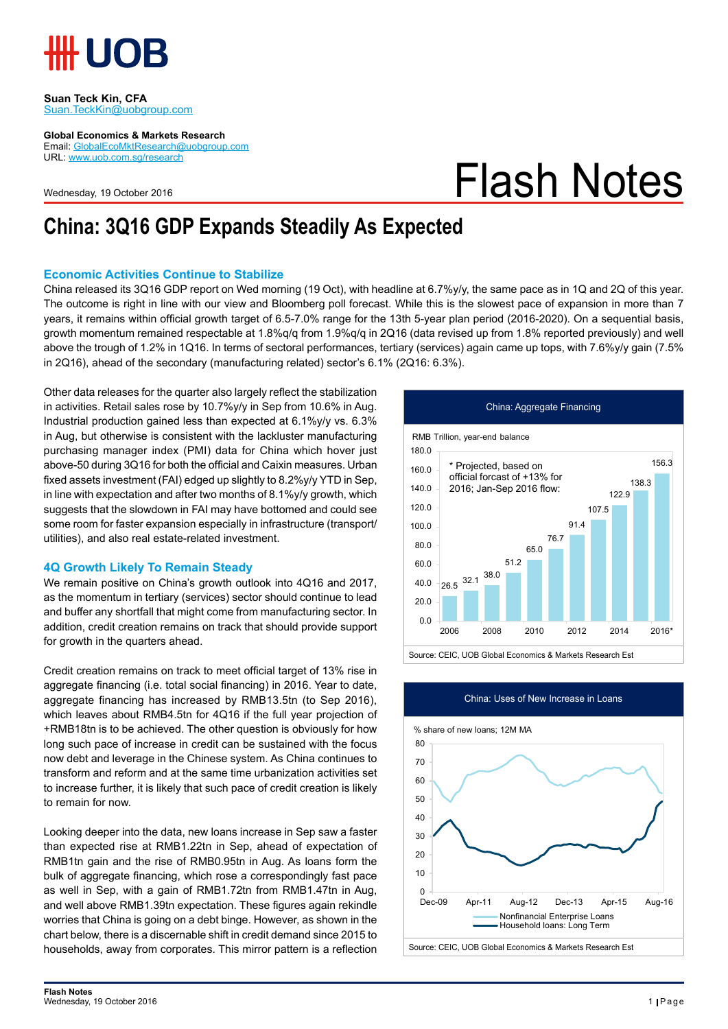# UOB

**Suan Teck Kin, CFA**
Suan.TeckKin@uobgroup.com

**Global Economics & Markets Research**
Email: GlobalEcoMktResearch@uobgroup.com
URL: www.uob.com.sg/research

Wednesday, 19 October 2016

# Flash Notes

## China: 3Q16 GDP Expands Steadily As Expected

### Economic Activities Continue to Stabilize

China released its 3Q16 GDP report on Wed morning (19 Oct), with headline at 6.7%y/y, the same pace as in 1Q and 2Q of this year. The outcome is right in line with our view and Bloomberg poll forecast. While this is the slowest pace of expansion in more than 7 years, it remains within official growth target of 6.5-7.0% range for the 13th 5-year plan period (2016-2020). On a sequential basis, growth momentum remained respectable at 1.8%q/q from 1.9%q/q in 2Q16 (data revised up from 1.8% reported previously) and well above the trough of 1.2% in 1Q16. In terms of sectoral performances, tertiary (services) again came up tops, with 7.6%y/y gain (7.5% in 2Q16), ahead of the secondary (manufacturing related) sector's 6.1% (2Q16: 6.3%).

Other data releases for the quarter also largely reflect the stabilization in activities. Retail sales rose by 10.7%y/y in Sep from 10.6% in Aug. Industrial production gained less than expected at 6.1%y/y vs. 6.3% in Aug, but otherwise is consistent with the lackluster manufacturing purchasing manager index (PMI) data for China which hover just above-50 during 3Q16 for both the official and Caixin measures. Urban fixed assets investment (FAI) edged up slightly to 8.2%y/y YTD in Sep, in line with expectation and after two months of 8.1%y/y growth, which suggests that the slowdown in FAI may have bottomed and could see some room for faster expansion especially in infrastructure (transport/ utilities), and also real estate-related investment.

**China: Aggregate Financing**

RMB Trillion, year-end balance

| Year | 2006 | 2007 | 2008 | 2009 | 2010 | 2011 | 2012 | 2013 | 2014 | 2015 | 2016* |
|---|---|---|---|---|---|---|---|---|---|---|---|
| Balance | 26.5 | 32.1 | 38.0 | 51.2 | 65.0 | 76.7 | 91.4 | 107.5 | 122.9 | 138.3 | 156.3 |

\* Projected, based on official forcast of +13% for 2016; Jan-Sep 2016 flow:

Source: CEIC, UOB Global Economics & Markets Research Est

### 4Q Growth Likely To Remain Steady

We remain positive on China's growth outlook into 4Q16 and 2017, as the momentum in tertiary (services) sector should continue to lead and buffer any shortfall that might come from manufacturing sector. In addition, credit creation remains on track that should provide support for growth in the quarters ahead.

Credit creation remains on track to meet official target of 13% rise in aggregate financing (i.e. total social financing) in 2016. Year to date, aggregate financing has increased by RMB13.5tn (to Sep 2016), which leaves about RMB4.5tn for 4Q16 if the full year projection of +RMB18tn is to be achieved. The other question is obviously for how long such pace of increase in credit can be sustained with the focus now debt and leverage in the Chinese system. As China continues to transform and reform and at the same time urbanization activities set to increase further, it is likely that such pace of credit creation is likely to remain for now.

**China: Uses of New Increase in Loans**

% share of new loans; 12M MA

Series: Nonfinancial Enterprise Loans; Household loans: Long Term (Dec-09 to Aug-16)

Source: CEIC, UOB Global Economics & Markets Research Est

Looking deeper into the data, new loans increase in Sep saw a faster than expected rise at RMB1.22tn in Sep, ahead of expectation of RMB1tn gain and the rise of RMB0.95tn in Aug. As loans form the bulk of aggregate financing, which rose a correspondingly fast pace as well in Sep, with a gain of RMB1.72tn from RMB1.47tn in Aug, and well above RMB1.39tn expectation. These figures again rekindle worries that China is going on a debt binge. However, as shown in the chart below, there is a discernable shift in credit demand since 2015 to households, away from corporates. This mirror pattern is a reflection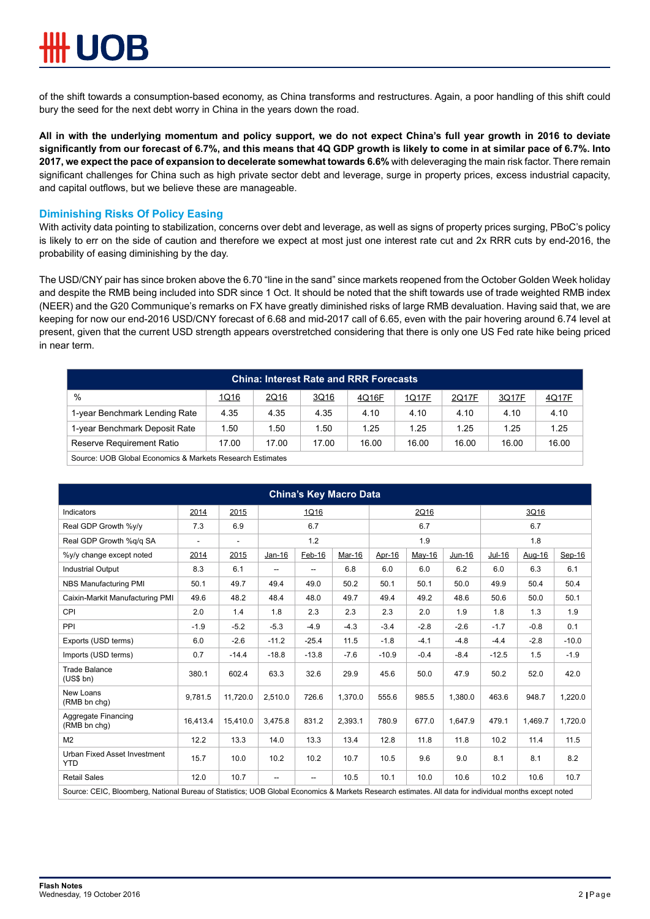of the shift towards a consumption-based economy, as China transforms and restructures. Again, a poor handling of this shift could bury the seed for the next debt worry in China in the years down the road.

**All in with the underlying momentum and policy support, we do not expect China's full year growth in 2016 to deviate significantly from our forecast of 6.7%, and this means that 4Q GDP growth is likely to come in at similar pace of 6.7%. Into 2017, we expect the pace of expansion to decelerate somewhat towards 6.6%** with deleveraging the main risk factor. There remain significant challenges for China such as high private sector debt and leverage, surge in property prices, excess industrial capacity, and capital outflows, but we believe these are manageable.

## Diminishing Risks Of Policy Easing

With activity data pointing to stabilization, concerns over debt and leverage, as well as signs of property prices surging, PBoC's policy is likely to err on the side of caution and therefore we expect at most just one interest rate cut and 2x RRR cuts by end-2016, the probability of easing diminishing by the day.

The USD/CNY pair has since broken above the 6.70 "line in the sand" since markets reopened from the October Golden Week holiday and despite the RMB being included into SDR since 1 Oct. It should be noted that the shift towards use of trade weighted RMB index (NEER) and the G20 Communique's remarks on FX have greatly diminished risks of large RMB devaluation. Having said that, we are keeping for now our end-2016 USD/CNY forecast of 6.68 and mid-2017 call of 6.65, even with the pair hovering around 6.74 level at present, given that the current USD strength appears overstretched considering that there is only one US Fed rate hike being priced in near term.

**China: Interest Rate and RRR Forecasts**

| % | 1Q16 | 2Q16 | 3Q16 | 4Q16F | 1Q17F | 2Q17F | 3Q17F | 4Q17F |
|---|---|---|---|---|---|---|---|---|
| 1-year Benchmark Lending Rate | 4.35 | 4.35 | 4.35 | 4.10 | 4.10 | 4.10 | 4.10 | 4.10 |
| 1-year Benchmark Deposit Rate | 1.50 | 1.50 | 1.50 | 1.25 | 1.25 | 1.25 | 1.25 | 1.25 |
| Reserve Requirement Ratio | 17.00 | 17.00 | 17.00 | 16.00 | 16.00 | 16.00 | 16.00 | 16.00 |

Source: UOB Global Economics & Markets Research Estimates

**China's Key Macro Data**

| Indicators | 2014 | 2015 | 1Q16 | | | 2Q16 | | | 3Q16 | | |
|---|---|---|---|---|---|---|---|---|---|---|---|
| Real GDP Growth %y/y | 7.3 | 6.9 | 6.7 | | | 6.7 | | | 6.7 | | |
| Real GDP Growth %q/q SA | - | - | 1.2 | | | 1.9 | | | 1.8 | | |
| %y/y change except noted | 2014 | 2015 | Jan-16 | Feb-16 | Mar-16 | Apr-16 | May-16 | Jun-16 | Jul-16 | Aug-16 | Sep-16 |
| Industrial Output | 8.3 | 6.1 | -- | -- | 6.8 | 6.0 | 6.0 | 6.2 | 6.0 | 6.3 | 6.1 |
| NBS Manufacturing PMI | 50.1 | 49.7 | 49.4 | 49.0 | 50.2 | 50.1 | 50.1 | 50.0 | 49.9 | 50.4 | 50.4 |
| Caixin-Markit Manufacturing PMI | 49.6 | 48.2 | 48.4 | 48.0 | 49.7 | 49.4 | 49.2 | 48.6 | 50.6 | 50.0 | 50.1 |
| CPI | 2.0 | 1.4 | 1.8 | 2.3 | 2.3 | 2.3 | 2.0 | 1.9 | 1.8 | 1.3 | 1.9 |
| PPI | -1.9 | -5.2 | -5.3 | -4.9 | -4.3 | -3.4 | -2.8 | -2.6 | -1.7 | -0.8 | 0.1 |
| Exports (USD terms) | 6.0 | -2.6 | -11.2 | -25.4 | 11.5 | -1.8 | -4.1 | -4.8 | -4.4 | -2.8 | -10.0 |
| Imports (USD terms) | 0.7 | -14.4 | -18.8 | -13.8 | -7.6 | -10.9 | -0.4 | -8.4 | -12.5 | 1.5 | -1.9 |
| Trade Balance (US$ bn) | 380.1 | 602.4 | 63.3 | 32.6 | 29.9 | 45.6 | 50.0 | 47.9 | 50.2 | 52.0 | 42.0 |
| New Loans (RMB bn chg) | 9,781.5 | 11,720.0 | 2,510.0 | 726.6 | 1,370.0 | 555.6 | 985.5 | 1,380.0 | 463.6 | 948.7 | 1,220.0 |
| Aggregate Financing (RMB bn chg) | 16,413.4 | 15,410.0 | 3,475.8 | 831.2 | 2,393.1 | 780.9 | 677.0 | 1,647.9 | 479.1 | 1,469.7 | 1,720.0 |
| M2 | 12.2 | 13.3 | 14.0 | 13.3 | 13.4 | 12.8 | 11.8 | 11.8 | 10.2 | 11.4 | 11.5 |
| Urban Fixed Asset Investment YTD | 15.7 | 10.0 | 10.2 | 10.2 | 10.7 | 10.5 | 9.6 | 9.0 | 8.1 | 8.1 | 8.2 |
| Retail Sales | 12.0 | 10.7 | -- | -- | 10.5 | 10.1 | 10.0 | 10.6 | 10.2 | 10.6 | 10.7 |

Source: CEIC, Bloomberg, National Bureau of Statistics; UOB Global Economics & Markets Research estimates. All data for individual months except noted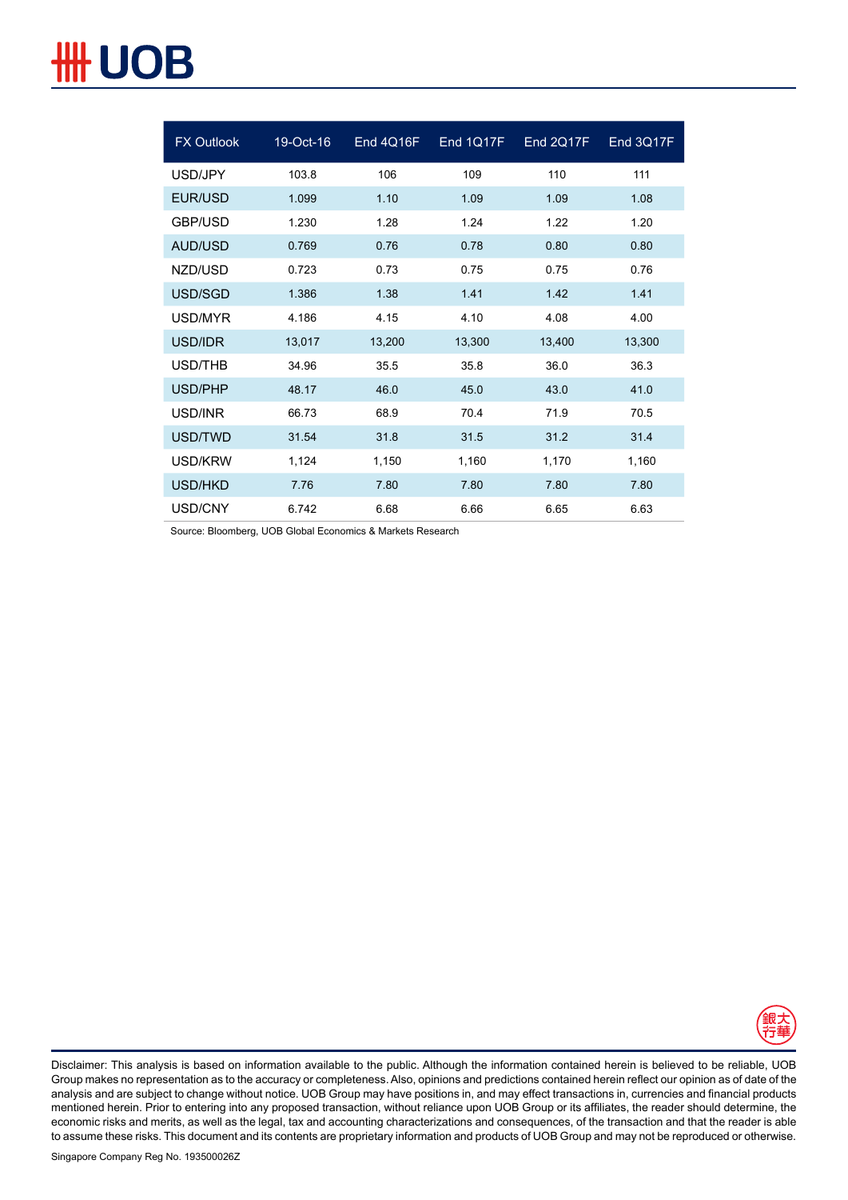| FX Outlook | 19-Oct-16 | End 4Q16F | End 1Q17F | End 2Q17F | End 3Q17F |
|---|---|---|---|---|---|
| USD/JPY | 103.8 | 106 | 109 | 110 | 111 |
| EUR/USD | 1.099 | 1.10 | 1.09 | 1.09 | 1.08 |
| GBP/USD | 1.230 | 1.28 | 1.24 | 1.22 | 1.20 |
| AUD/USD | 0.769 | 0.76 | 0.78 | 0.80 | 0.80 |
| NZD/USD | 0.723 | 0.73 | 0.75 | 0.75 | 0.76 |
| USD/SGD | 1.386 | 1.38 | 1.41 | 1.42 | 1.41 |
| USD/MYR | 4.186 | 4.15 | 4.10 | 4.08 | 4.00 |
| USD/IDR | 13,017 | 13,200 | 13,300 | 13,400 | 13,300 |
| USD/THB | 34.96 | 35.5 | 35.8 | 36.0 | 36.3 |
| USD/PHP | 48.17 | 46.0 | 45.0 | 43.0 | 41.0 |
| USD/INR | 66.73 | 68.9 | 70.4 | 71.9 | 70.5 |
| USD/TWD | 31.54 | 31.8 | 31.5 | 31.2 | 31.4 |
| USD/KRW | 1,124 | 1,150 | 1,160 | 1,170 | 1,160 |
| USD/HKD | 7.76 | 7.80 | 7.80 | 7.80 | 7.80 |
| USD/CNY | 6.742 | 6.68 | 6.66 | 6.65 | 6.63 |

Source: Bloomberg, UOB Global Economics & Markets Research

Disclaimer: This analysis is based on information available to the public. Although the information contained herein is believed to be reliable, UOB Group makes no representation as to the accuracy or completeness. Also, opinions and predictions contained herein reflect our opinion as of date of the analysis and are subject to change without notice. UOB Group may have positions in, and may effect transactions in, currencies and financial products mentioned herein. Prior to entering into any proposed transaction, without reliance upon UOB Group or its affiliates, the reader should determine, the economic risks and merits, as well as the legal, tax and accounting characterizations and consequences, of the transaction and that the reader is able to assume these risks. This document and its contents are proprietary information and products of UOB Group and may not be reproduced or otherwise.

Singapore Company Reg No. 193500026Z